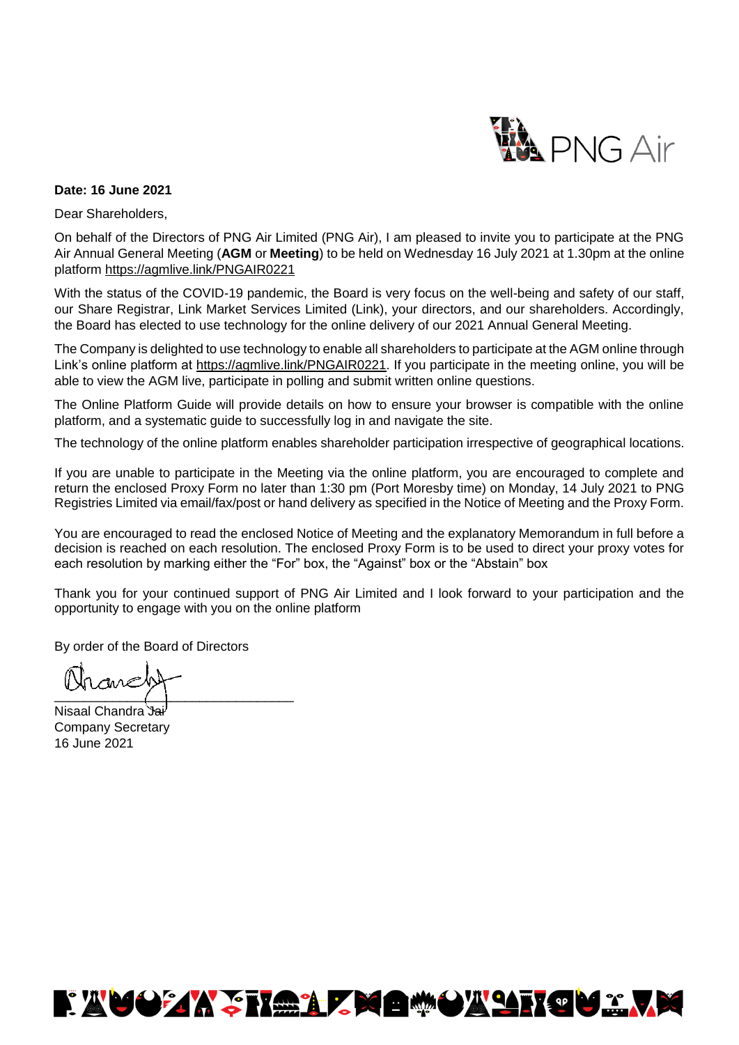PNG Air

**Date: 16 June 2021**

Dear Shareholders,

On behalf of the Directors of PNG Air Limited (PNG Air), I am pleased to invite you to participate at the PNG Air Annual General Meeting (**AGM** or **Meeting**) to be held on Wednesday 16 July 2021 at 1.30pm at the online platform https://agmlive.link/PNGAIR0221

With the status of the COVID-19 pandemic, the Board is very focus on the well-being and safety of our staff, our Share Registrar, Link Market Services Limited (Link), your directors, and our shareholders. Accordingly, the Board has elected to use technology for the online delivery of our 2021 Annual General Meeting.

The Company is delighted to use technology to enable all shareholders to participate at the AGM online through Link's online platform at https://agmlive.link/PNGAIR0221. If you participate in the meeting online, you will be able to view the AGM live, participate in polling and submit written online questions.

The Online Platform Guide will provide details on how to ensure your browser is compatible with the online platform, and a systematic guide to successfully log in and navigate the site.

The technology of the online platform enables shareholder participation irrespective of geographical locations.

If you are unable to participate in the Meeting via the online platform, you are encouraged to complete and return the enclosed Proxy Form no later than 1:30 pm (Port Moresby time) on Monday, 14 July 2021 to PNG Registries Limited via email/fax/post or hand delivery as specified in the Notice of Meeting and the Proxy Form.

You are encouraged to read the enclosed Notice of Meeting and the explanatory Memorandum in full before a decision is reached on each resolution. The enclosed Proxy Form is to be used to direct your proxy votes for each resolution by marking either the "For" box, the "Against" box or the "Abstain" box

Thank you for your continued support of PNG Air Limited and I look forward to your participation and the opportunity to engage with you on the online platform

By order of the Board of Directors

Nisaal Chandra Jai
Company Secretary
16 June 2021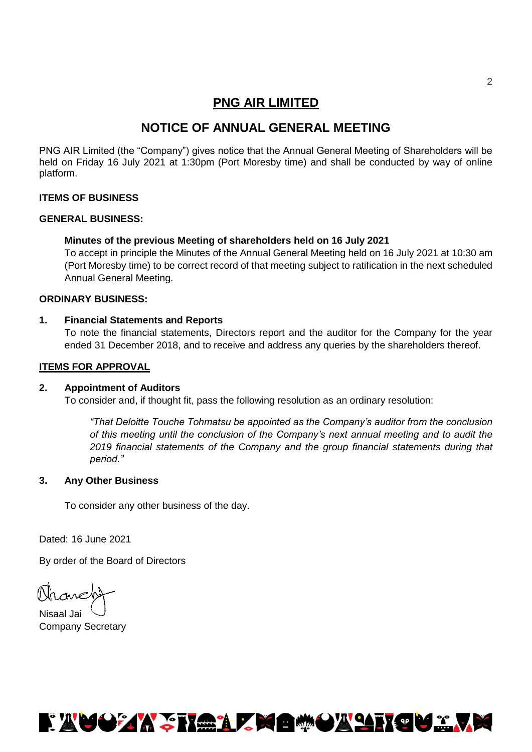# PNG AIR LIMITED

## NOTICE OF ANNUAL GENERAL MEETING

PNG AIR Limited (the "Company") gives notice that the Annual General Meeting of Shareholders will be held on Friday 16 July 2021 at 1:30pm (Port Moresby time) and shall be conducted by way of online platform.

**ITEMS OF BUSINESS**

**GENERAL BUSINESS:**

**Minutes of the previous Meeting of shareholders held on 16 July 2021**
To accept in principle the Minutes of the Annual General Meeting held on 16 July 2021 at 10:30 am (Port Moresby time) to be correct record of that meeting subject to ratification in the next scheduled Annual General Meeting.

**ORDINARY BUSINESS:**

**1. Financial Statements and Reports**
To note the financial statements, Directors report and the auditor for the Company for the year ended 31 December 2018, and to receive and address any queries by the shareholders thereof.

**ITEMS FOR APPROVAL**

**2. Appointment of Auditors**
To consider and, if thought fit, pass the following resolution as an ordinary resolution:

> *"That Deloitte Touche Tohmatsu be appointed as the Company's auditor from the conclusion of this meeting until the conclusion of the Company's next annual meeting and to audit the 2019 financial statements of the Company and the group financial statements during that period."*

**3. Any Other Business**

To consider any other business of the day.

Dated: 16 June 2021

By order of the Board of Directors

Nisaal Jai
Company Secretary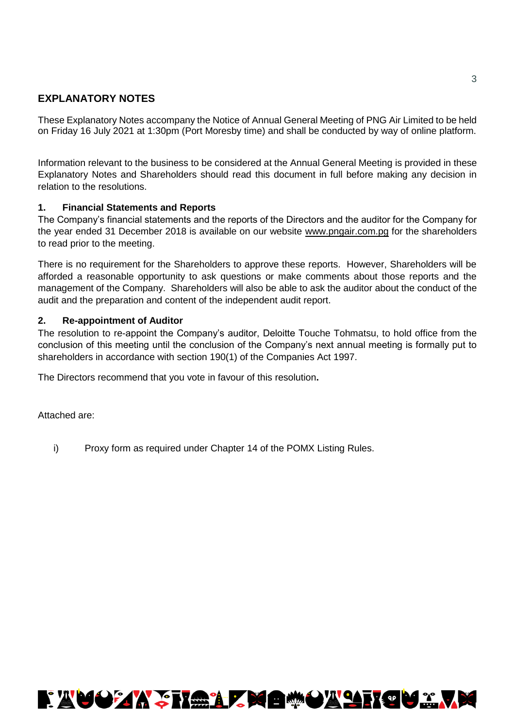## EXPLANATORY NOTES

These Explanatory Notes accompany the Notice of Annual General Meeting of PNG Air Limited to be held on Friday 16 July 2021 at 1:30pm (Port Moresby time) and shall be conducted by way of online platform.

Information relevant to the business to be considered at the Annual General Meeting is provided in these Explanatory Notes and Shareholders should read this document in full before making any decision in relation to the resolutions.

### 1. Financial Statements and Reports

The Company's financial statements and the reports of the Directors and the auditor for the Company for the year ended 31 December 2018 is available on our website www.pngair.com.pg for the shareholders to read prior to the meeting.

There is no requirement for the Shareholders to approve these reports. However, Shareholders will be afforded a reasonable opportunity to ask questions or make comments about those reports and the management of the Company. Shareholders will also be able to ask the auditor about the conduct of the audit and the preparation and content of the independent audit report.

### 2. Re-appointment of Auditor

The resolution to re-appoint the Company's auditor, Deloitte Touche Tohmatsu, to hold office from the conclusion of this meeting until the conclusion of the Company's next annual meeting is formally put to shareholders in accordance with section 190(1) of the Companies Act 1997.

The Directors recommend that you vote in favour of this resolution**.**

Attached are:

i) Proxy form as required under Chapter 14 of the POMX Listing Rules.